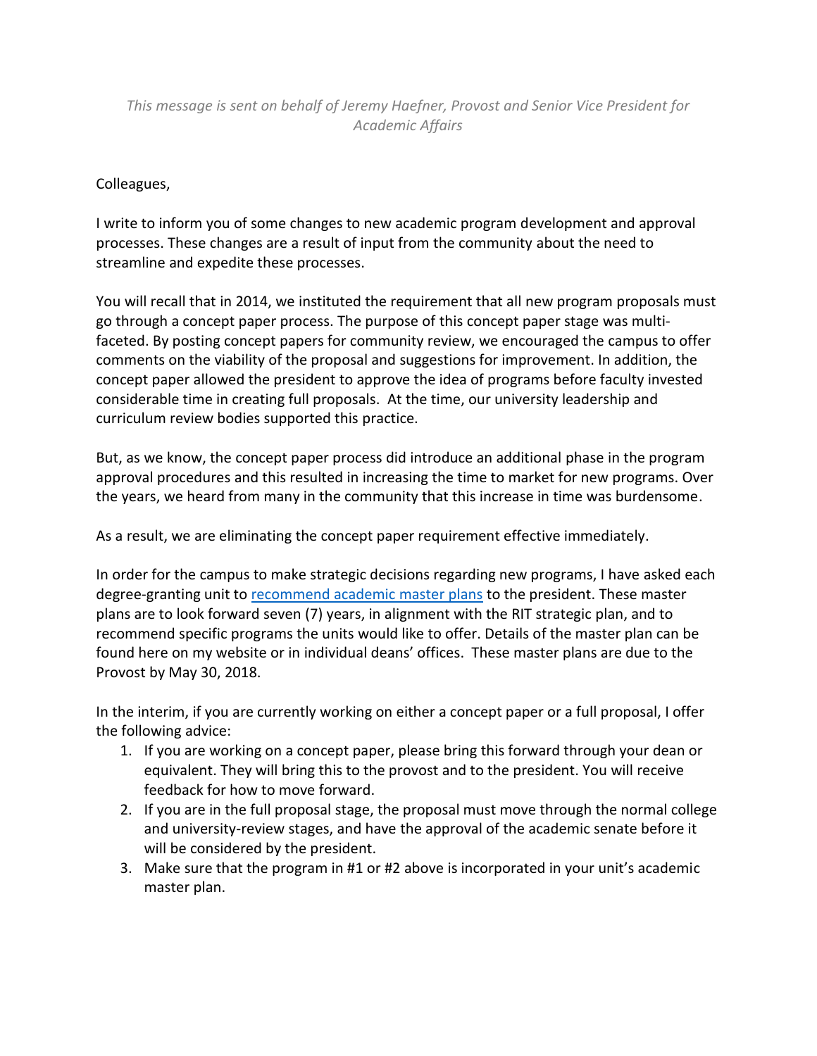*This message is sent on behalf of Jeremy Haefner, Provost and Senior Vice President for Academic Affairs*

Colleagues,

I write to inform you of some changes to new academic program development and approval processes. These changes are a result of input from the community about the need to streamline and expedite these processes.

You will recall that in 2014, we instituted the requirement that all new program proposals must go through a concept paper process. The purpose of this concept paper stage was multi-faceted. By posting concept papers for community review, we encouraged the campus to offer comments on the viability of the proposal and suggestions for improvement. In addition, the concept paper allowed the president to approve the idea of programs before faculty invested considerable time in creating full proposals. At the time, our university leadership and curriculum review bodies supported this practice.

But, as we know, the concept paper process did introduce an additional phase in the program approval procedures and this resulted in increasing the time to market for new programs. Over the years, we heard from many in the community that this increase in time was burdensome.

As a result, we are eliminating the concept paper requirement effective immediately.

In order for the campus to make strategic decisions regarding new programs, I have asked each degree-granting unit to recommend academic master plans to the president. These master plans are to look forward seven (7) years, in alignment with the RIT strategic plan, and to recommend specific programs the units would like to offer. Details of the master plan can be found here on my website or in individual deans' offices. These master plans are due to the Provost by May 30, 2018.

In the interim, if you are currently working on either a concept paper or a full proposal, I offer the following advice:

1. If you are working on a concept paper, please bring this forward through your dean or equivalent. They will bring this to the provost and to the president. You will receive feedback for how to move forward.
2. If you are in the full proposal stage, the proposal must move through the normal college and university-review stages, and have the approval of the academic senate before it will be considered by the president.
3. Make sure that the program in #1 or #2 above is incorporated in your unit's academic master plan.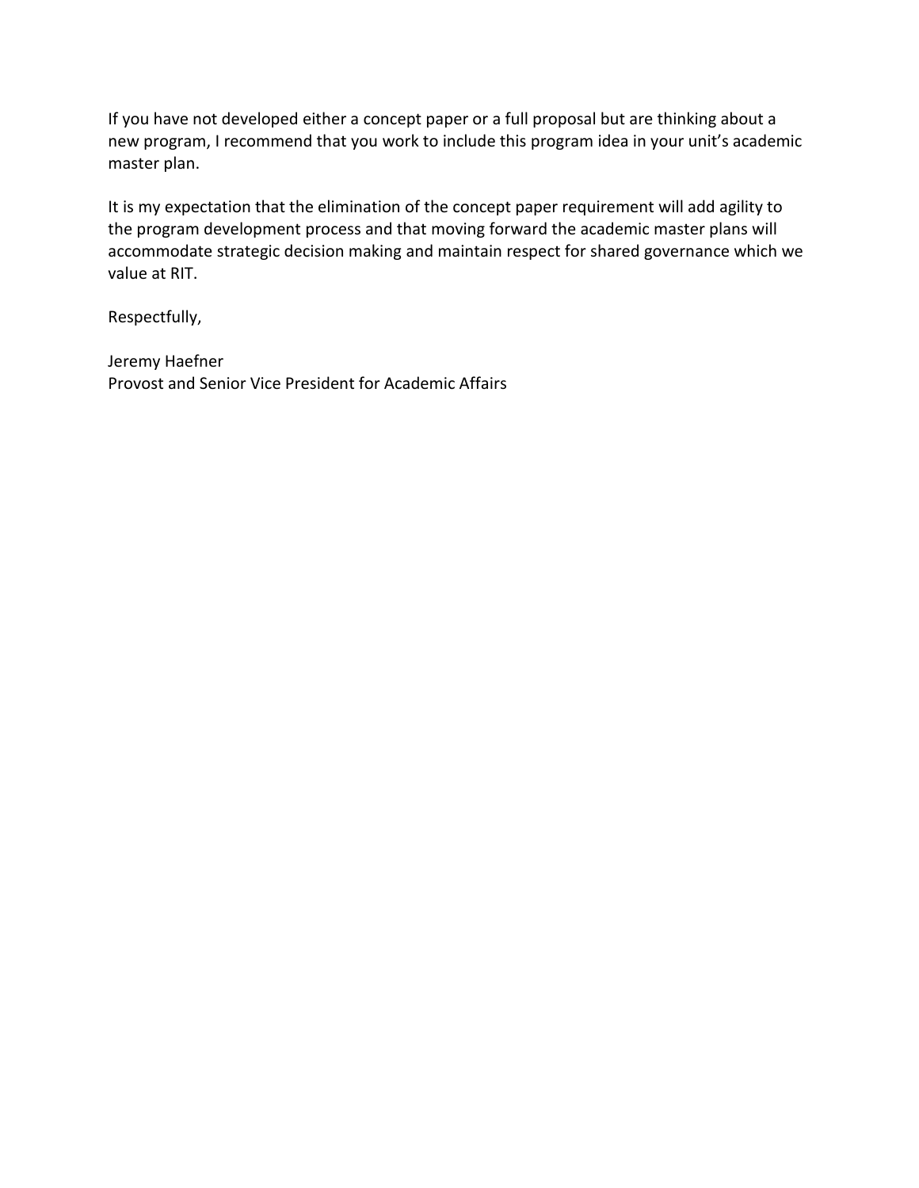If you have not developed either a concept paper or a full proposal but are thinking about a new program, I recommend that you work to include this program idea in your unit's academic master plan.

It is my expectation that the elimination of the concept paper requirement will add agility to the program development process and that moving forward the academic master plans will accommodate strategic decision making and maintain respect for shared governance which we value at RIT.

Respectfully,

Jeremy Haefner
Provost and Senior Vice President for Academic Affairs